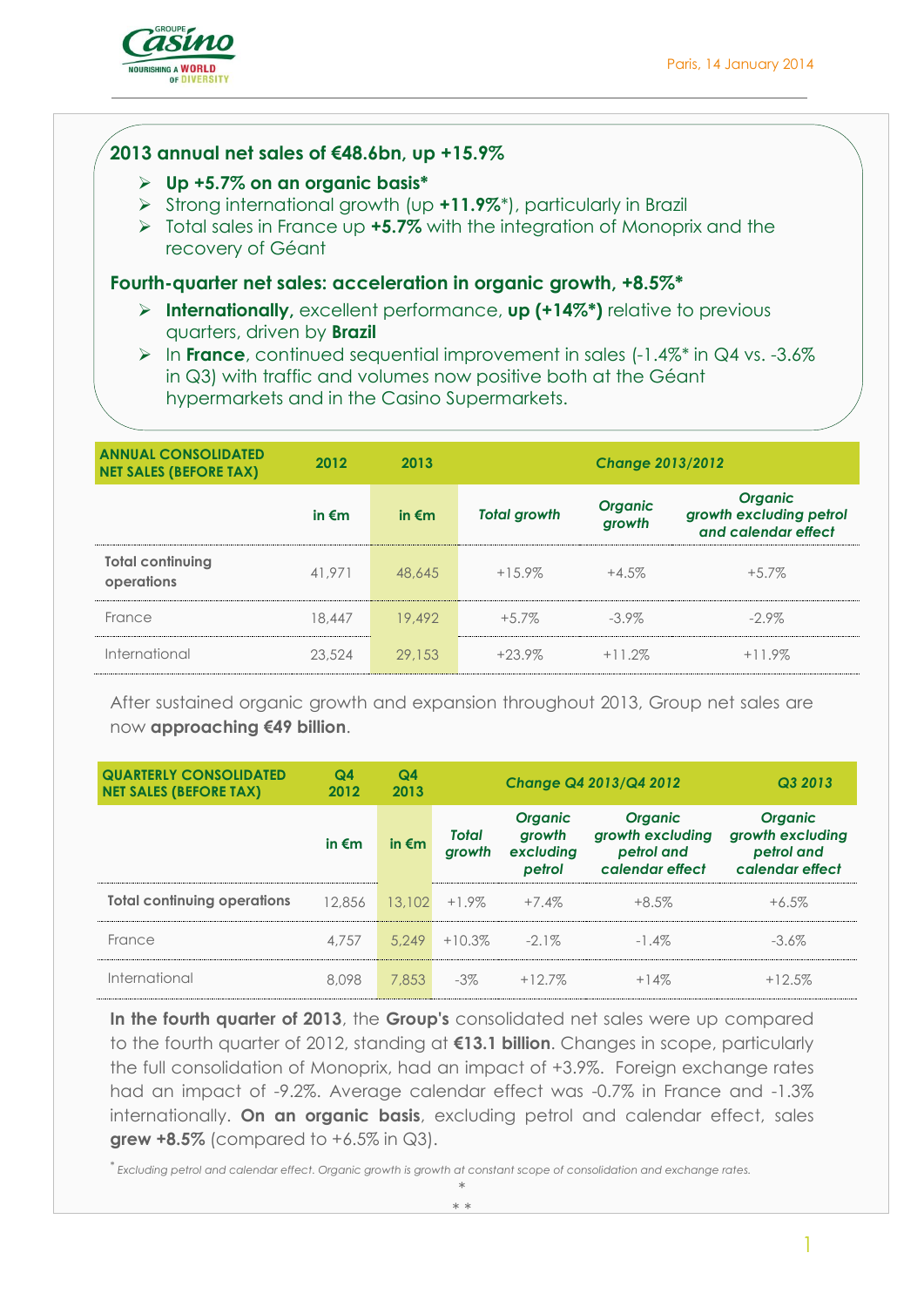Paris, 14 January 2014

## 2013 annual net sales of €48.6bn, up +15.9%

- **Up +5.7% on an organic basis***
- Strong international growth (up **+11.9%***), particularly in Brazil
- Total sales in France up **+5.7%** with the integration of Monoprix and the recovery of Géant

## Fourth-quarter net sales: acceleration in organic growth, +8.5%*

- **Internationally,** excellent performance, **up (+14%*)** relative to previous quarters, driven by **Brazil**
- In **France**, continued sequential improvement in sales (-1.4%* in Q4 vs. -3.6% in Q3) with traffic and volumes now positive both at the Géant hypermarkets and in the Casino Supermarkets.

| ANNUAL CONSOLIDATED NET SALES (BEFORE TAX) | 2012 | 2013 | Change 2013/2012 | | |
|---|---|---|---|---|---|
| | in €m | in €m | Total growth | Organic growth | Organic growth excluding petrol and calendar effect |
| **Total continuing operations** | 41,971 | 48,645 | +15.9% | +4.5% | +5.7% |
| France | 18,447 | 19,492 | +5.7% | -3.9% | -2.9% |
| International | 23,524 | 29,153 | +23.9% | +11.2% | +11.9% |

After sustained organic growth and expansion throughout 2013, Group net sales are now **approaching €49 billion**.

| QUARTERLY CONSOLIDATED NET SALES (BEFORE TAX) | Q4 2012 | Q4 2013 | Change Q4 2013/Q4 2012 | | | Q3 2013 |
|---|---|---|---|---|---|---|
| | in €m | in €m | Total growth | Organic growth excluding petrol | Organic growth excluding petrol and calendar effect | Organic growth excluding petrol and calendar effect |
| **Total continuing operations** | 12,856 | 13,102 | +1.9% | +7.4% | +8.5% | +6.5% |
| France | 4,757 | 5,249 | +10.3% | -2.1% | -1.4% | -3.6% |
| International | 8,098 | 7,853 | -3% | +12.7% | +14% | +12.5% |

**In the fourth quarter of 2013**, the **Group's** consolidated net sales were up compared to the fourth quarter of 2012, standing at **€13.1 billion**. Changes in scope, particularly the full consolidation of Monoprix, had an impact of +3.9%. Foreign exchange rates had an impact of -9.2%. Average calendar effect was -0.7% in France and -1.3% internationally. **On an organic basis**, excluding petrol and calendar effect, sales **grew +8.5%** (compared to +6.5% in Q3).

* *Excluding petrol and calendar effect. Organic growth is growth at constant scope of consolidation and exchange rates.*

\*

\* \*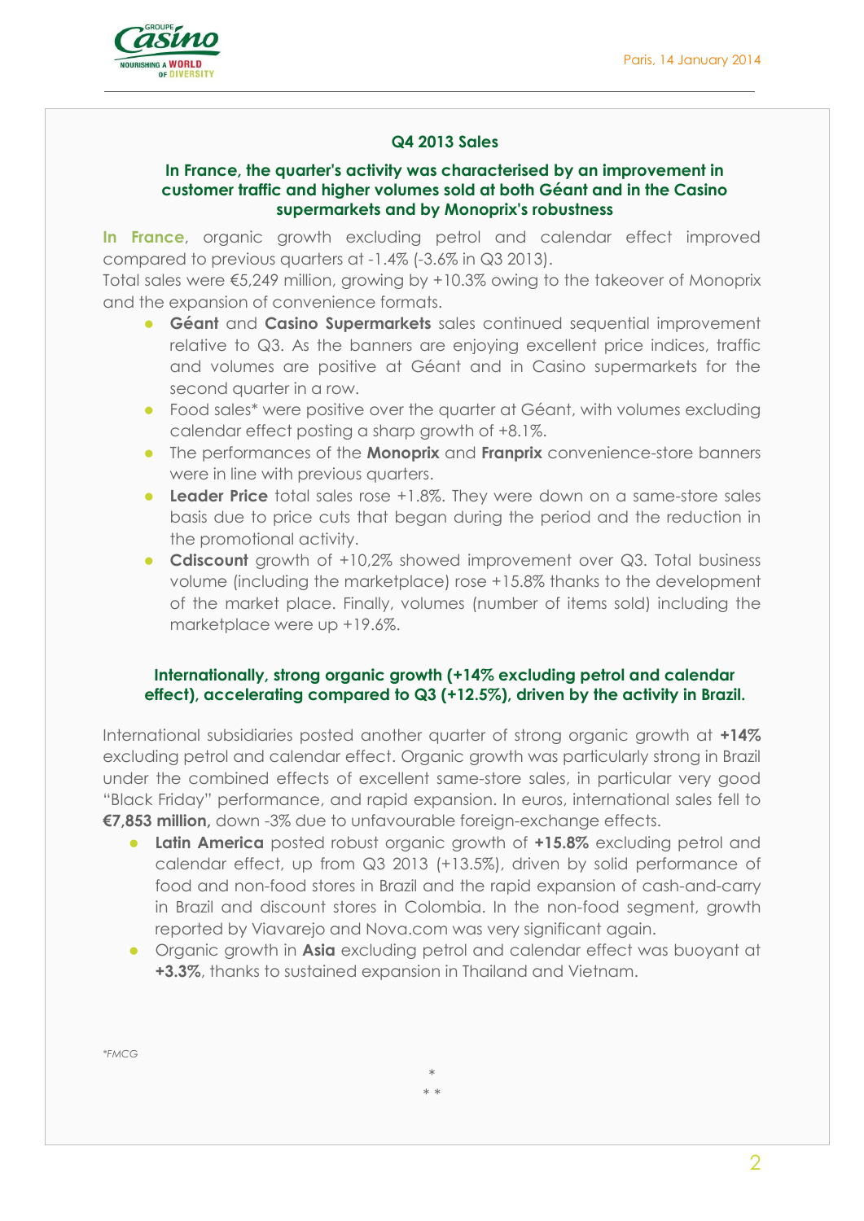## Q4 2013 Sales

### In France, the quarter's activity was characterised by an improvement in customer traffic and higher volumes sold at both Géant and in the Casino supermarkets and by Monoprix's robustness

**In France**, organic growth excluding petrol and calendar effect improved compared to previous quarters at -1.4% (-3.6% in Q3 2013).
Total sales were €5,249 million, growing by +10.3% owing to the takeover of Monoprix and the expansion of convenience formats.

- **Géant** and **Casino Supermarkets** sales continued sequential improvement relative to Q3. As the banners are enjoying excellent price indices, traffic and volumes are positive at Géant and in Casino supermarkets for the second quarter in a row.
- Food sales* were positive over the quarter at Géant, with volumes excluding calendar effect posting a sharp growth of +8.1%.
- The performances of the **Monoprix** and **Franprix** convenience-store banners were in line with previous quarters.
- **Leader Price** total sales rose +1.8%. They were down on a same-store sales basis due to price cuts that began during the period and the reduction in the promotional activity.
- **Cdiscount** growth of +10,2% showed improvement over Q3. Total business volume (including the marketplace) rose +15.8% thanks to the development of the market place. Finally, volumes (number of items sold) including the marketplace were up +19.6%.

### Internationally, strong organic growth (+14% excluding petrol and calendar effect), accelerating compared to Q3 (+12.5%), driven by the activity in Brazil.

International subsidiaries posted another quarter of strong organic growth at **+14%** excluding petrol and calendar effect. Organic growth was particularly strong in Brazil under the combined effects of excellent same-store sales, in particular very good "Black Friday" performance, and rapid expansion. In euros, international sales fell to **€7,853 million,** down -3% due to unfavourable foreign-exchange effects.

- **Latin America** posted robust organic growth of **+15.8%** excluding petrol and calendar effect, up from Q3 2013 (+13.5%), driven by solid performance of food and non-food stores in Brazil and the rapid expansion of cash-and-carry in Brazil and discount stores in Colombia. In the non-food segment, growth reported by Viavarejo and Nova.com was very significant again.
- Organic growth in **Asia** excluding petrol and calendar effect was buoyant at **+3.3%**, thanks to sustained expansion in Thailand and Vietnam.

*\*FMCG*

\*
\* \*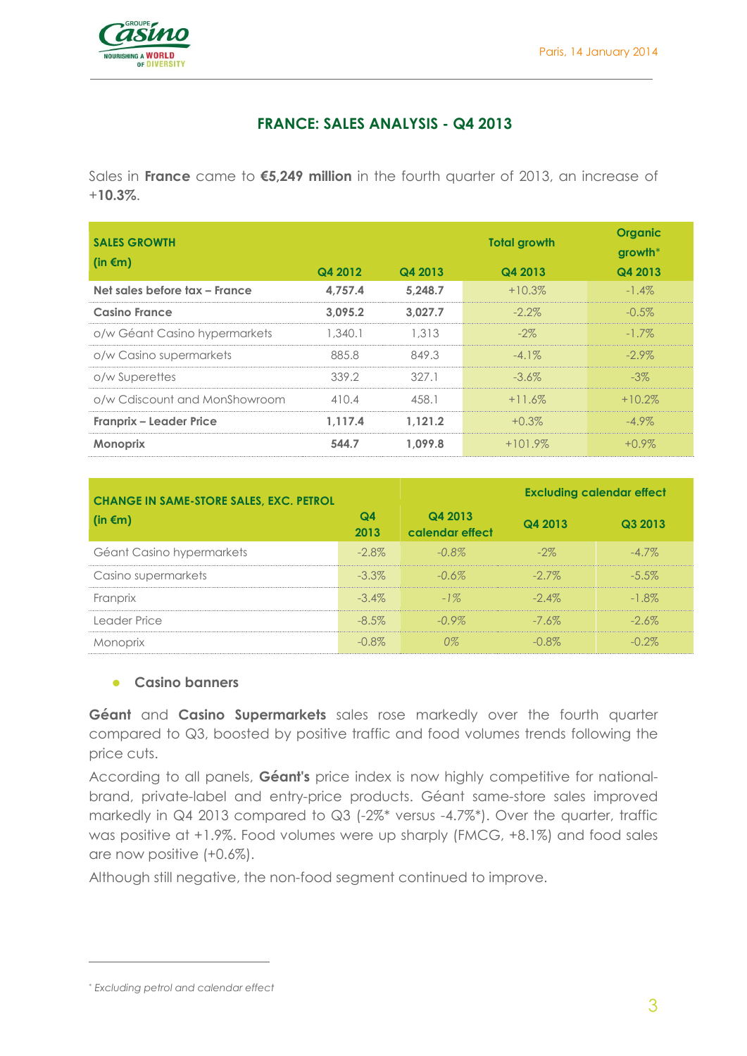Paris, 14 January 2014

## FRANCE: SALES ANALYSIS - Q4 2013

Sales in **France** came to **€5,249 million** in the fourth quarter of 2013, an increase of +**10.3%**.

| SALES GROWTH (in €m) | Q4 2012 | Q4 2013 | Total growth Q4 2013 | Organic growth* Q4 2013 |
|---|---|---|---|---|
| **Net sales before tax – France** | **4,757.4** | **5,248.7** | +10.3% | -1.4% |
| **Casino France** | **3,095.2** | **3,027.7** | -2.2% | -0.5% |
| o/w Géant Casino hypermarkets | 1,340.1 | 1,313 | -2% | -1.7% |
| o/w Casino supermarkets | 885.8 | 849.3 | -4.1% | -2.9% |
| o/w Superettes | 339.2 | 327.1 | -3.6% | -3% |
| o/w Cdiscount and MonShowroom | 410.4 | 458.1 | +11.6% | +10.2% |
| **Franprix – Leader Price** | **1,117.4** | **1,121.2** | +0.3% | -4.9% |
| **Monoprix** | **544.7** | **1,099.8** | +101.9% | +0.9% |

| CHANGE IN SAME-STORE SALES, EXC. PETROL (in €m) | Q4 2013 | Q4 2013 calendar effect | Excluding calendar effect | |
|---|---|---|---|---|
| | | | Q4 2013 | Q3 2013 |
| Géant Casino hypermarkets | -2.8% | *-0.8%* | -2% | -4.7% |
| Casino supermarkets | -3.3% | *-0.6%* | -2.7% | -5.5% |
| Franprix | -3.4% | *-1%* | -2.4% | -1.8% |
| Leader Price | -8.5% | *-0.9%* | -7.6% | -2.6% |
| Monoprix | -0.8% | *0%* | -0.8% | -0.2% |

- **Casino banners**

**Géant** and **Casino Supermarkets** sales rose markedly over the fourth quarter compared to Q3, boosted by positive traffic and food volumes trends following the price cuts.

According to all panels, **Géant's** price index is now highly competitive for national-brand, private-label and entry-price products. Géant same-store sales improved markedly in Q4 2013 compared to Q3 (-2%* versus -4.7%*). Over the quarter, traffic was positive at +1.9%. Food volumes were up sharply (FMCG, +8.1%) and food sales are now positive (+0.6%).

Although still negative, the non-food segment continued to improve.

\* *Excluding petrol and calendar effect*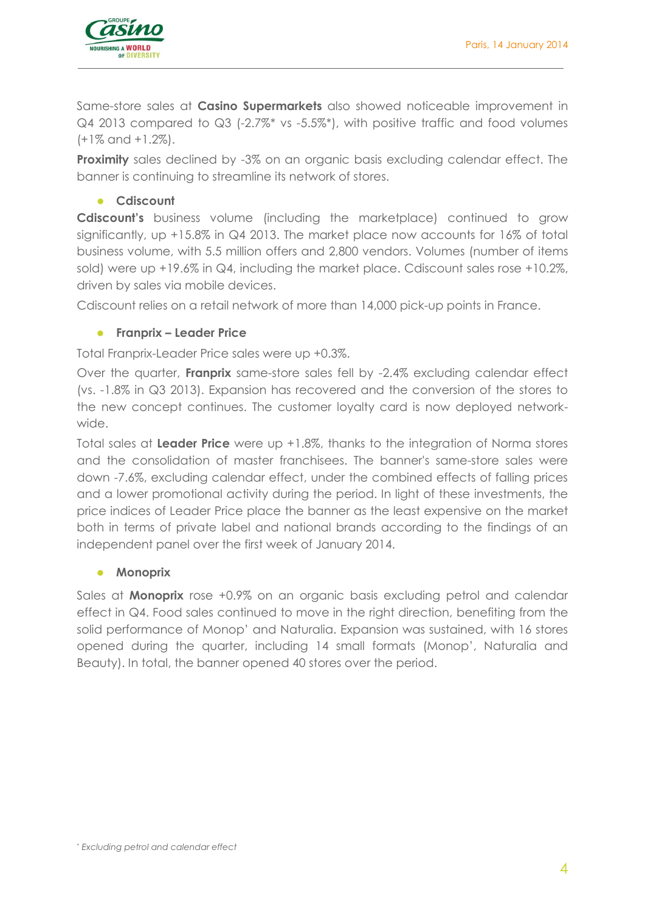Same-store sales at **Casino Supermarkets** also showed noticeable improvement in Q4 2013 compared to Q3 (-2.7%* vs -5.5%*), with positive traffic and food volumes (+1% and +1.2%).

**Proximity** sales declined by -3% on an organic basis excluding calendar effect. The banner is continuing to streamline its network of stores.

- **Cdiscount**

**Cdiscount's** business volume (including the marketplace) continued to grow significantly, up +15.8% in Q4 2013. The market place now accounts for 16% of total business volume, with 5.5 million offers and 2,800 vendors. Volumes (number of items sold) were up +19.6% in Q4, including the market place. Cdiscount sales rose +10.2%, driven by sales via mobile devices.

Cdiscount relies on a retail network of more than 14,000 pick-up points in France.

- **Franprix – Leader Price**

Total Franprix-Leader Price sales were up +0.3%.

Over the quarter, **Franprix** same-store sales fell by -2.4% excluding calendar effect (vs. -1.8% in Q3 2013). Expansion has recovered and the conversion of the stores to the new concept continues. The customer loyalty card is now deployed network-wide.

Total sales at **Leader Price** were up +1.8%, thanks to the integration of Norma stores and the consolidation of master franchisees. The banner's same-store sales were down -7.6%, excluding calendar effect, under the combined effects of falling prices and a lower promotional activity during the period. In light of these investments, the price indices of Leader Price place the banner as the least expensive on the market both in terms of private label and national brands according to the findings of an independent panel over the first week of January 2014.

- **Monoprix**

Sales at **Monoprix** rose +0.9% on an organic basis excluding petrol and calendar effect in Q4. Food sales continued to move in the right direction, benefiting from the solid performance of Monop' and Naturalia. Expansion was sustained, with 16 stores opened during the quarter, including 14 small formats (Monop', Naturalia and Beauty). In total, the banner opened 40 stores over the period.

\* *Excluding petrol and calendar effect*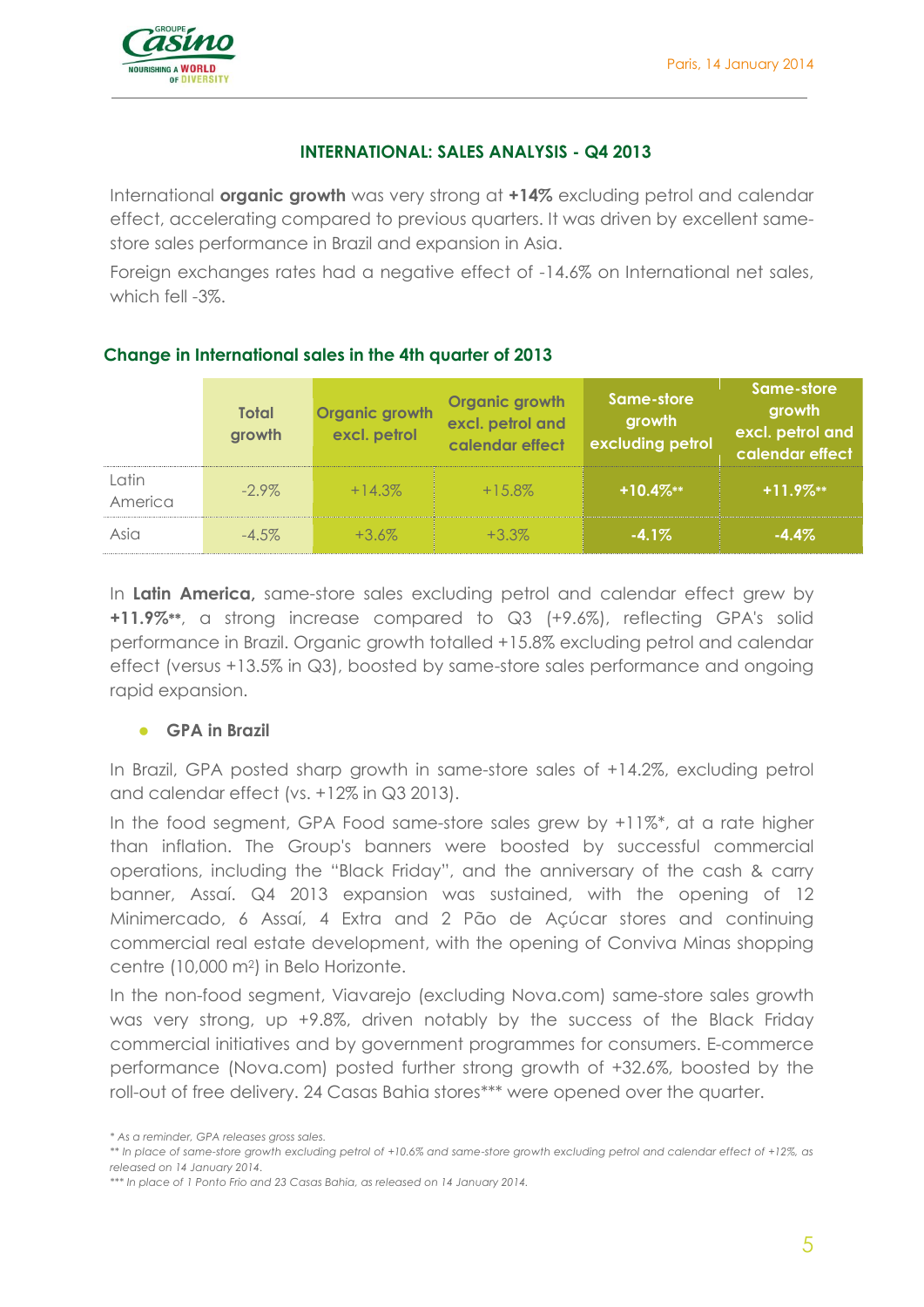## INTERNATIONAL: SALES ANALYSIS - Q4 2013

International **organic growth** was very strong at **+14%** excluding petrol and calendar effect, accelerating compared to previous quarters. It was driven by excellent same-store sales performance in Brazil and expansion in Asia.

Foreign exchanges rates had a negative effect of -14.6% on International net sales, which fell -3%.

### Change in International sales in the 4th quarter of 2013

| | Total growth | Organic growth excl. petrol | Organic growth excl. petrol and calendar effect | Same-store growth excluding petrol | Same-store growth excl. petrol and calendar effect |
|---|---|---|---|---|---|
| Latin America | -2.9% | +14.3% | +15.8% | **+10.4%\*\*** | **+11.9%\*\*** |
| Asia | -4.5% | +3.6% | +3.3% | **-4.1%** | **-4.4%** |

In **Latin America,** same-store sales excluding petrol and calendar effect grew by **+11.9%\*\***, a strong increase compared to Q3 (+9.6%), reflecting GPA's solid performance in Brazil. Organic growth totalled +15.8% excluding petrol and calendar effect (versus +13.5% in Q3), boosted by same-store sales performance and ongoing rapid expansion.

- **GPA in Brazil**

In Brazil, GPA posted sharp growth in same-store sales of +14.2%, excluding petrol and calendar effect (vs. +12% in Q3 2013).

In the food segment, GPA Food same-store sales grew by +11%\*, at a rate higher than inflation. The Group's banners were boosted by successful commercial operations, including the "Black Friday", and the anniversary of the cash & carry banner, Assaí. Q4 2013 expansion was sustained, with the opening of 12 Minimercado, 6 Assaí, 4 Extra and 2 Pão de Açúcar stores and continuing commercial real estate development, with the opening of Conviva Minas shopping centre (10,000 m$^2$) in Belo Horizonte.

In the non-food segment, Viavarejo (excluding Nova.com) same-store sales growth was very strong, up +9.8%, driven notably by the success of the Black Friday commercial initiatives and by government programmes for consumers. E-commerce performance (Nova.com) posted further strong growth of +32.6%, boosted by the roll-out of free delivery. 24 Casas Bahia stores\*\*\* were opened over the quarter.

*\* As a reminder, GPA releases gross sales.*
*\*\* In place of same-store growth excluding petrol of +10.6% and same-store growth excluding petrol and calendar effect of +12%, as released on 14 January 2014.*
*\*\*\* In place of 1 Ponto Frio and 23 Casas Bahia, as released on 14 January 2014.*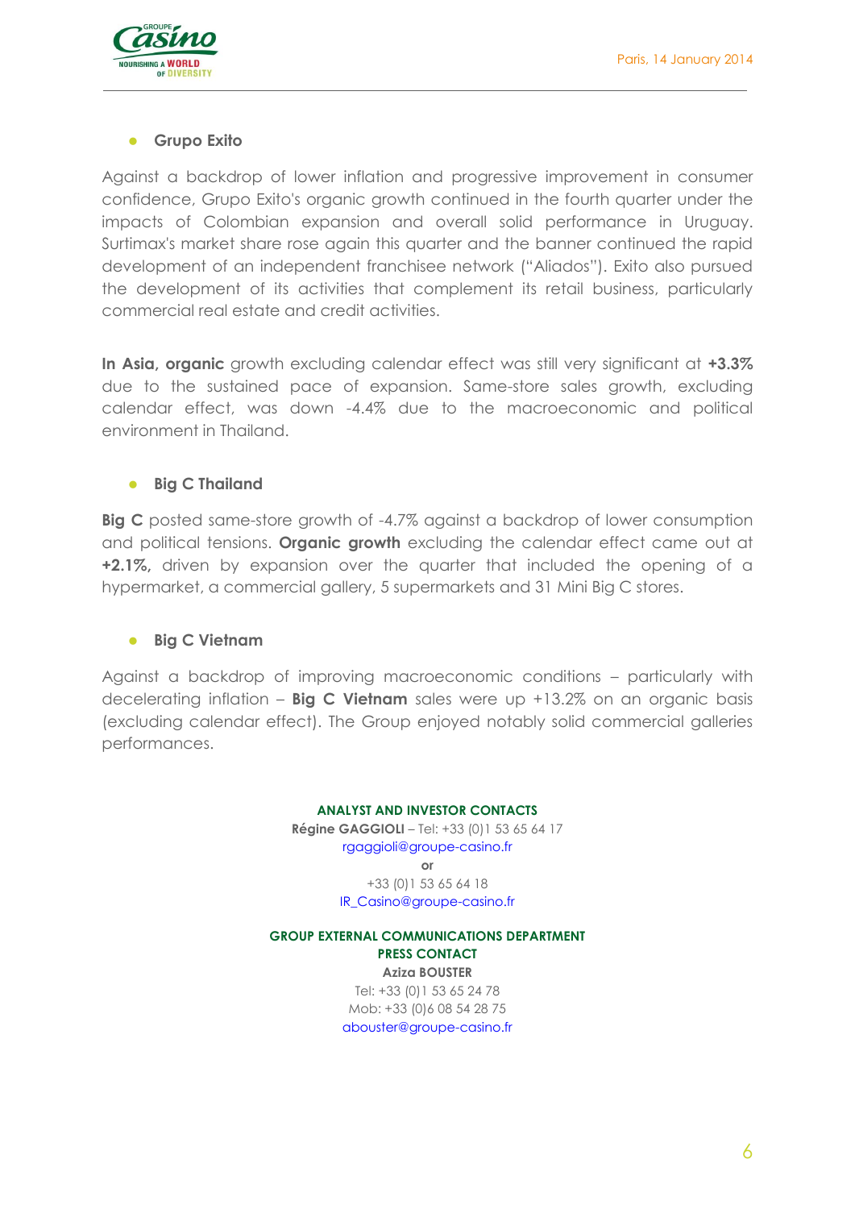- **Grupo Exito**

Against a backdrop of lower inflation and progressive improvement in consumer confidence, Grupo Exito's organic growth continued in the fourth quarter under the impacts of Colombian expansion and overall solid performance in Uruguay. Surtimax's market share rose again this quarter and the banner continued the rapid development of an independent franchisee network ("Aliados"). Exito also pursued the development of its activities that complement its retail business, particularly commercial real estate and credit activities.

**In Asia, organic** growth excluding calendar effect was still very significant at **+3.3%** due to the sustained pace of expansion. Same-store sales growth, excluding calendar effect, was down -4.4% due to the macroeconomic and political environment in Thailand.

- **Big C Thailand**

**Big C** posted same-store growth of -4.7% against a backdrop of lower consumption and political tensions. **Organic growth** excluding the calendar effect came out at **+2.1%,** driven by expansion over the quarter that included the opening of a hypermarket, a commercial gallery, 5 supermarkets and 31 Mini Big C stores.

- **Big C Vietnam**

Against a backdrop of improving macroeconomic conditions – particularly with decelerating inflation – **Big C Vietnam** sales were up +13.2% on an organic basis (excluding calendar effect). The Group enjoyed notably solid commercial galleries performances.

**ANALYST AND INVESTOR CONTACTS**

**Régine GAGGIOLI** – Tel: +33 (0)1 53 65 64 17

rgaggioli@groupe-casino.fr

**or**

+33 (0)1 53 65 64 18

IR_Casino@groupe-casino.fr

**GROUP EXTERNAL COMMUNICATIONS DEPARTMENT**

**PRESS CONTACT**

**Aziza BOUSTER**

Tel: +33 (0)1 53 65 24 78

Mob: +33 (0)6 08 54 28 75

abouster@groupe-casino.fr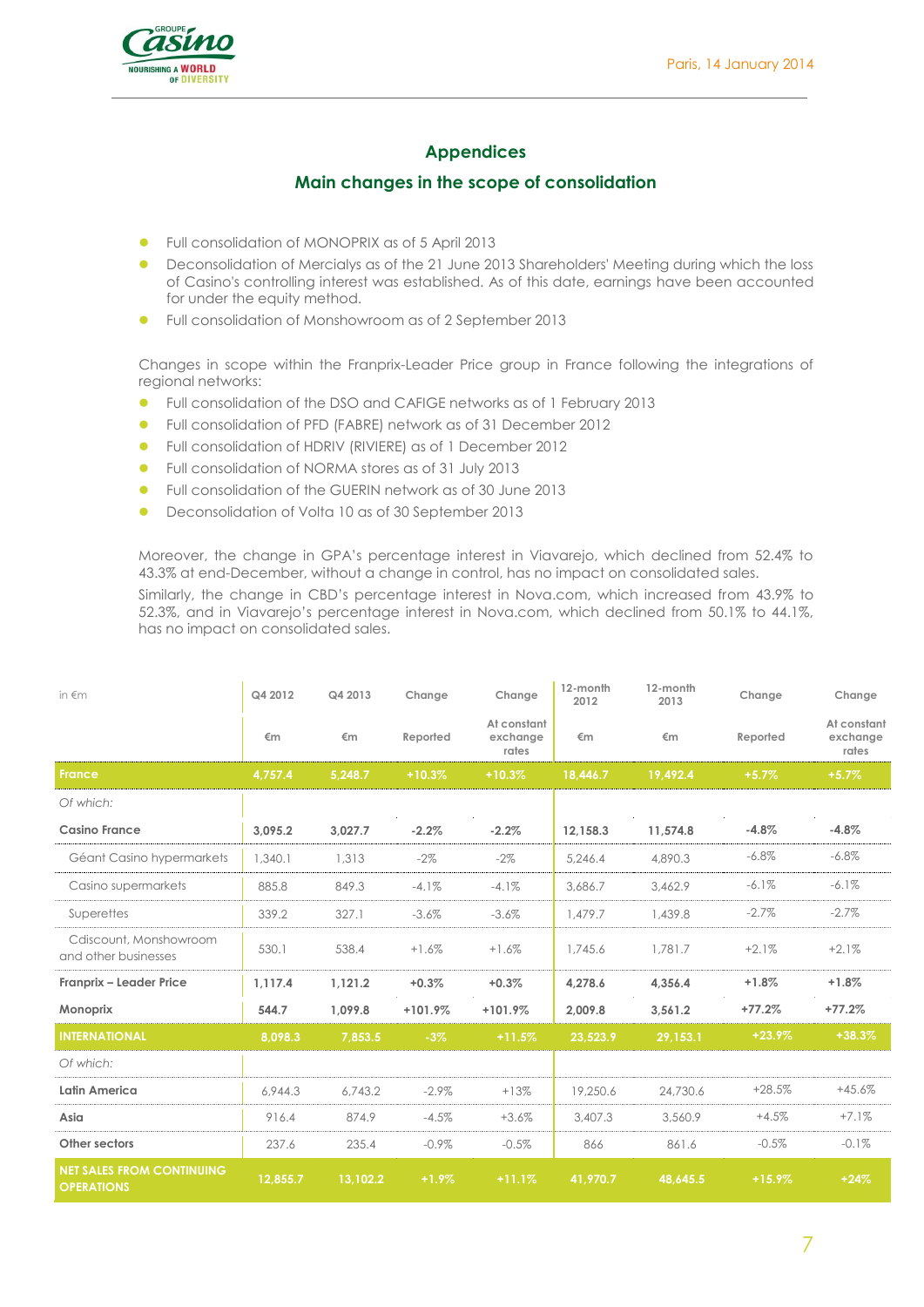Paris, 14 January 2014

## Appendices

## Main changes in the scope of consolidation

- Full consolidation of MONOPRIX as of 5 April 2013
- Deconsolidation of Mercialys as of the 21 June 2013 Shareholders' Meeting during which the loss of Casino's controlling interest was established. As of this date, earnings have been accounted for under the equity method.
- Full consolidation of Monshowroom as of 2 September 2013

Changes in scope within the Franprix-Leader Price group in France following the integrations of regional networks:

- Full consolidation of the DSO and CAFIGE networks as of 1 February 2013
- Full consolidation of PFD (FABRE) network as of 31 December 2012
- Full consolidation of HDRIV (RIVIERE) as of 1 December 2012
- Full consolidation of NORMA stores as of 31 July 2013
- Full consolidation of the GUERIN network as of 30 June 2013
- Deconsolidation of Volta 10 as of 30 September 2013

Moreover, the change in GPA's percentage interest in Viavarejo, which declined from 52.4% to 43.3% at end-December, without a change in control, has no impact on consolidated sales.

Similarly, the change in CBD's percentage interest in Nova.com, which increased from 43.9% to 52.3%, and in Viavarejo's percentage interest in Nova.com, which declined from 50.1% to 44.1%, has no impact on consolidated sales.

| in €m | Q4 2012 | Q4 2013 | Change | Change | 12-month 2012 | 12-month 2013 | Change | Change |
|---|---|---|---|---|---|---|---|---|
| | €m | €m | Reported | At constant exchange rates | €m | €m | Reported | At constant exchange rates |
| **France** | **4,757.4** | **5,248.7** | **+10.3%** | **+10.3%** | **18,446.7** | **19,492.4** | **+5.7%** | **+5.7%** |
| *Of which:* | | | | | | | | |
| **Casino France** | **3,095.2** | **3,027.7** | **-2.2%** | **-2.2%** | **12,158.3** | **11,574.8** | **-4.8%** | **-4.8%** |
| Géant Casino hypermarkets | 1,340.1 | 1,313 | -2% | -2% | 5,246.4 | 4,890.3 | -6.8% | -6.8% |
| Casino supermarkets | 885.8 | 849.3 | -4.1% | -4.1% | 3,686.7 | 3,462.9 | -6.1% | -6.1% |
| Superettes | 339.2 | 327.1 | -3.6% | -3.6% | 1,479.7 | 1,439.8 | -2.7% | -2.7% |
| Cdiscount, Monshowroom and other businesses | 530.1 | 538.4 | +1.6% | +1.6% | 1,745.6 | 1,781.7 | +2.1% | +2.1% |
| **Franprix – Leader Price** | **1,117.4** | **1,121.2** | **+0.3%** | **+0.3%** | **4,278.6** | **4,356.4** | **+1.8%** | **+1.8%** |
| **Monoprix** | **544.7** | **1,099.8** | **+101.9%** | **+101.9%** | **2,009.8** | **3,561.2** | **+77.2%** | **+77.2%** |
| **INTERNATIONAL** | **8,098.3** | **7,853.5** | **-3%** | **+11.5%** | **23,523.9** | **29,153.1** | **+23.9%** | **+38.3%** |
| *Of which:* | | | | | | | | |
| **Latin America** | 6,944.3 | 6,743.2 | -2.9% | +13% | 19,250.6 | 24,730.6 | +28.5% | +45.6% |
| **Asia** | 916.4 | 874.9 | -4.5% | +3.6% | 3,407.3 | 3,560.9 | +4.5% | +7.1% |
| **Other sectors** | 237.6 | 235.4 | -0.9% | -0.5% | 866 | 861.6 | -0.5% | -0.1% |
| **NET SALES FROM CONTINUING OPERATIONS** | **12,855.7** | **13,102.2** | **+1.9%** | **+11.1%** | **41,970.7** | **48,645.5** | **+15.9%** | **+24%** |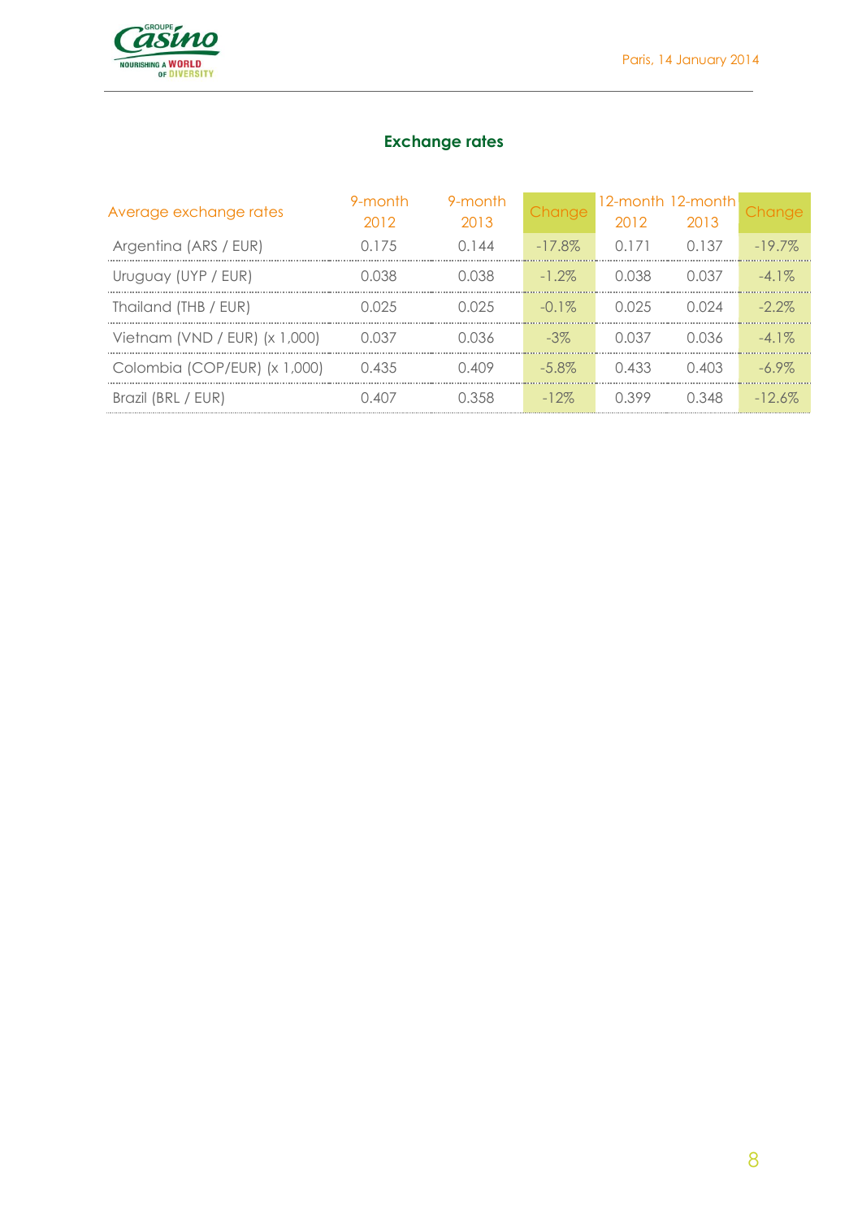## Exchange rates

| Average exchange rates | 9-month 2012 | 9-month 2013 | Change | 12-month 2012 | 12-month 2013 | Change |
|---|---|---|---|---|---|---|
| Argentina (ARS / EUR) | 0.175 | 0.144 | -17.8% | 0.171 | 0.137 | -19.7% |
| Uruguay (UYP / EUR) | 0.038 | 0.038 | -1.2% | 0.038 | 0.037 | -4.1% |
| Thailand (THB / EUR) | 0.025 | 0.025 | -0.1% | 0.025 | 0.024 | -2.2% |
| Vietnam (VND / EUR) (x 1,000) | 0.037 | 0.036 | -3% | 0.037 | 0.036 | -4.1% |
| Colombia (COP/EUR) (x 1,000) | 0.435 | 0.409 | -5.8% | 0.433 | 0.403 | -6.9% |
| Brazil (BRL / EUR) | 0.407 | 0.358 | -12% | 0.399 | 0.348 | -12.6% |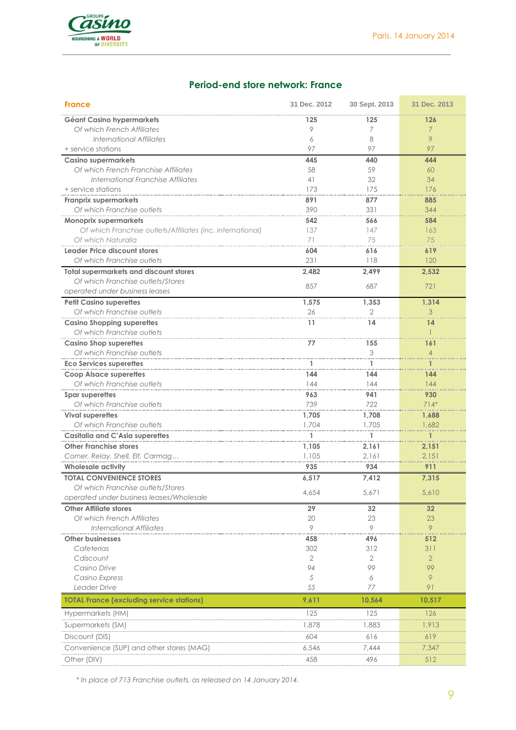## Period-end store network: France

| France | 31 Dec. 2012 | 30 Sept. 2013 | 31 Dec. 2013 |
|---|---|---|---|
| **Géant Casino hypermarkets** | **125** | **125** | **126** |
| *Of which French Affiliates* | 9 | 7 | 7 |
| *International Affiliates* | 6 | 8 | 9 |
| + service stations | 97 | 97 | 97 |
| **Casino supermarkets** | **445** | **440** | **444** |
| *Of which French Franchise Affiliates* | 58 | 59 | 60 |
| *International Franchise Affiliates* | 41 | 32 | 34 |
| + service stations | 173 | 175 | 176 |
| **Franprix supermarkets** | **891** | **877** | **885** |
| *Of which Franchise outlets* | 390 | 331 | 344 |
| **Monoprix supermarkets** | **542** | **566** | **584** |
| *Of which Franchise outlets/Affiliates (inc. international)* | 137 | 147 | 163 |
| *Of which Naturalia* | 71 | 75 | 75 |
| **Leader Price discount stores** | **604** | **616** | **619** |
| *Of which Franchise outlets* | 231 | 118 | 120 |
| **Total supermarkets and discount stores** | **2,482** | **2,499** | **2,532** |
| *Of which Franchise outlets/Stores operated under business leases* | 857 | 687 | 721 |
| **Petit Casino superettes** | **1,575** | **1,353** | **1,314** |
| *Of which Franchise outlets* | 26 | 2 | 3 |
| **Casino Shopping superettes** | **11** | **14** | **14** |
| *Of which Franchise outlets* | | | 1 |
| **Casino Shop superettes** | **77** | **155** | **161** |
| *Of which Franchise outlets* | | 3 | 4 |
| **Eco Services superettes** | **1** | **1** | **1** |
| **Coop Alsace superettes** | **144** | **144** | **144** |
| *Of which Franchise outlets* | 144 | 144 | 144 |
| **Spar superettes** | **963** | **941** | **930** |
| *Of which Franchise outlets* | 739 | 722 | 714* |
| **Vival superettes** | **1,705** | **1,708** | **1,688** |
| *Of which Franchise outlets* | 1,704 | 1,705 | 1,682 |
| **Casitalia and C'Asia superettes** | **1** | **1** | **1** |
| **Other Franchise stores** | **1,105** | **2,161** | **2,151** |
| *Corner, Relay, Shell, Elf, Carmag…* | 1,105 | 2,161 | 2,151 |
| **Wholesale activity** | **935** | **934** | **911** |
| **TOTAL CONVENIENCE STORES** | **6,517** | **7,412** | **7,315** |
| *Of which Franchise outlets/Stores operated under business leases/Wholesale* | 4,654 | 5,671 | 5,610 |
| **Other Affiliate stores** | **29** | **32** | **32** |
| *Of which French Affiliates* | 20 | 23 | 23 |
| *International Affiliates* | 9 | 9 | 9 |
| **Other businesses** | **458** | **496** | **512** |
| *Cafeterias* | 302 | 312 | 311 |
| *Cdiscount* | 2 | 2 | 2 |
| *Casino Drive* | 94 | 99 | 99 |
| *Casino Express* | 5 | 6 | 9 |
| *Leader Drive* | 55 | 77 | 91 |
| **TOTAL France (excluding service stations)** | **9,611** | **10,564** | **10,517** |
| Hypermarkets (HM) | 125 | 125 | 126 |
| Supermarkets (SM) | 1,878 | 1,883 | 1,913 |
| Discount (DIS) | 604 | 616 | 619 |
| Convenience (SUP) and other stores (MAG) | 6,546 | 7,444 | 7,347 |
| Other (DIV) | 458 | 496 | 512 |

*\* In place of 713 Franchise outlets, as released on 14 January 2014.*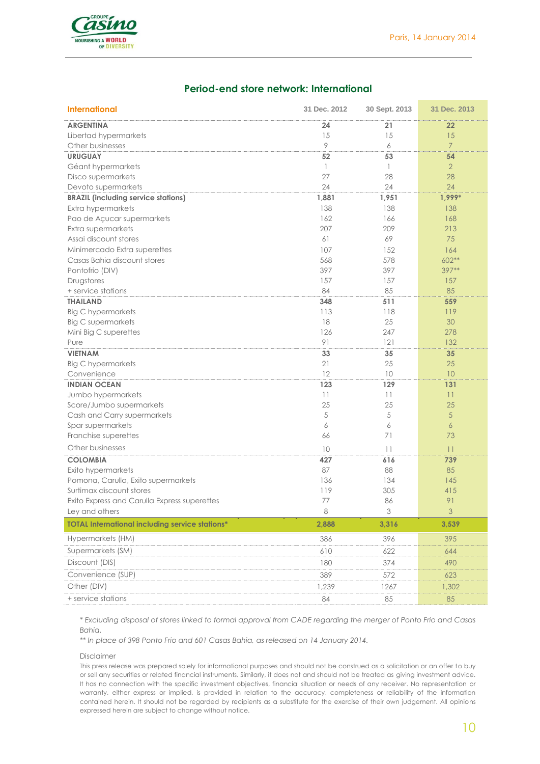## Period-end store network: International

| International | 31 Dec. 2012 | 30 Sept. 2013 | 31 Dec. 2013 |
|---|---|---|---|
| **ARGENTINA** | **24** | **21** | **22** |
| Libertad hypermarkets | 15 | 15 | 15 |
| Other businesses | 9 | 6 | 7 |
| **URUGUAY** | **52** | **53** | **54** |
| Géant hypermarkets | 1 | 1 | 2 |
| Disco supermarkets | 27 | 28 | 28 |
| Devoto supermarkets | 24 | 24 | 24 |
| **BRAZIL (including service stations)** | **1,881** | **1,951** | **1,999*** |
| Extra hypermarkets | 138 | 138 | 138 |
| Pao de Açucar supermarkets | 162 | 166 | 168 |
| Extra supermarkets | 207 | 209 | 213 |
| Assai discount stores | 61 | 69 | 75 |
| Minimercado Extra superettes | 107 | 152 | 164 |
| Casas Bahia discount stores | 568 | 578 | 602** |
| Pontofrio (DIV) | 397 | 397 | 397** |
| Drugstores | 157 | 157 | 157 |
| + service stations | 84 | 85 | 85 |
| **THAILAND** | **348** | **511** | **559** |
| Big C hypermarkets | 113 | 118 | 119 |
| Big C supermarkets | 18 | 25 | 30 |
| Mini Big C superettes | 126 | 247 | 278 |
| Pure | 91 | 121 | 132 |
| **VIETNAM** | **33** | **35** | **35** |
| Big C hypermarkets | 21 | 25 | 25 |
| Convenience | 12 | 10 | 10 |
| **INDIAN OCEAN** | **123** | **129** | **131** |
| Jumbo hypermarkets | 11 | 11 | 11 |
| Score/Jumbo supermarkets | 25 | 25 | 25 |
| Cash and Carry supermarkets | 5 | 5 | 5 |
| Spar supermarkets | 6 | 6 | 6 |
| Franchise superettes | 66 | 71 | 73 |
| Other businesses | 10 | 11 | 11 |
| **COLOMBIA** | **427** | **616** | **739** |
| Exito hypermarkets | 87 | 88 | 85 |
| Pomona, Carulla, Exito supermarkets | 136 | 134 | 145 |
| Surtimax discount stores | 119 | 305 | 415 |
| Exito Express and Carulla Express superettes | 77 | 86 | 91 |
| Ley and others | 8 | 3 | 3 |
| **TOTAL International including service stations*** | **2,888** | **3,316** | **3,539** |
| Hypermarkets (HM) | 386 | 396 | 395 |
| Supermarkets (SM) | 610 | 622 | 644 |
| Discount (DIS) | 180 | 374 | 490 |
| Convenience (SUP) | 389 | 572 | 623 |
| Other (DIV) | 1,239 | 1267 | 1,302 |
| + service stations | 84 | 85 | 85 |

*\* Excluding disposal of stores linked to formal approval from CADE regarding the merger of Ponto Frio and Casas Bahia.*

*\*\* In place of 398 Ponto Frio and 601 Casas Bahia, as released on 14 January 2014.*

Disclaimer

This press release was prepared solely for informational purposes and should not be construed as a solicitation or an offer to buy or sell any securities or related financial instruments. Similarly, it does not and should not be treated as giving investment advice. It has no connection with the specific investment objectives, financial situation or needs of any receiver. No representation or warranty, either express or implied, is provided in relation to the accuracy, completeness or reliability of the information contained herein. It should not be regarded by recipients as a substitute for the exercise of their own judgement. All opinions expressed herein are subject to change without notice.